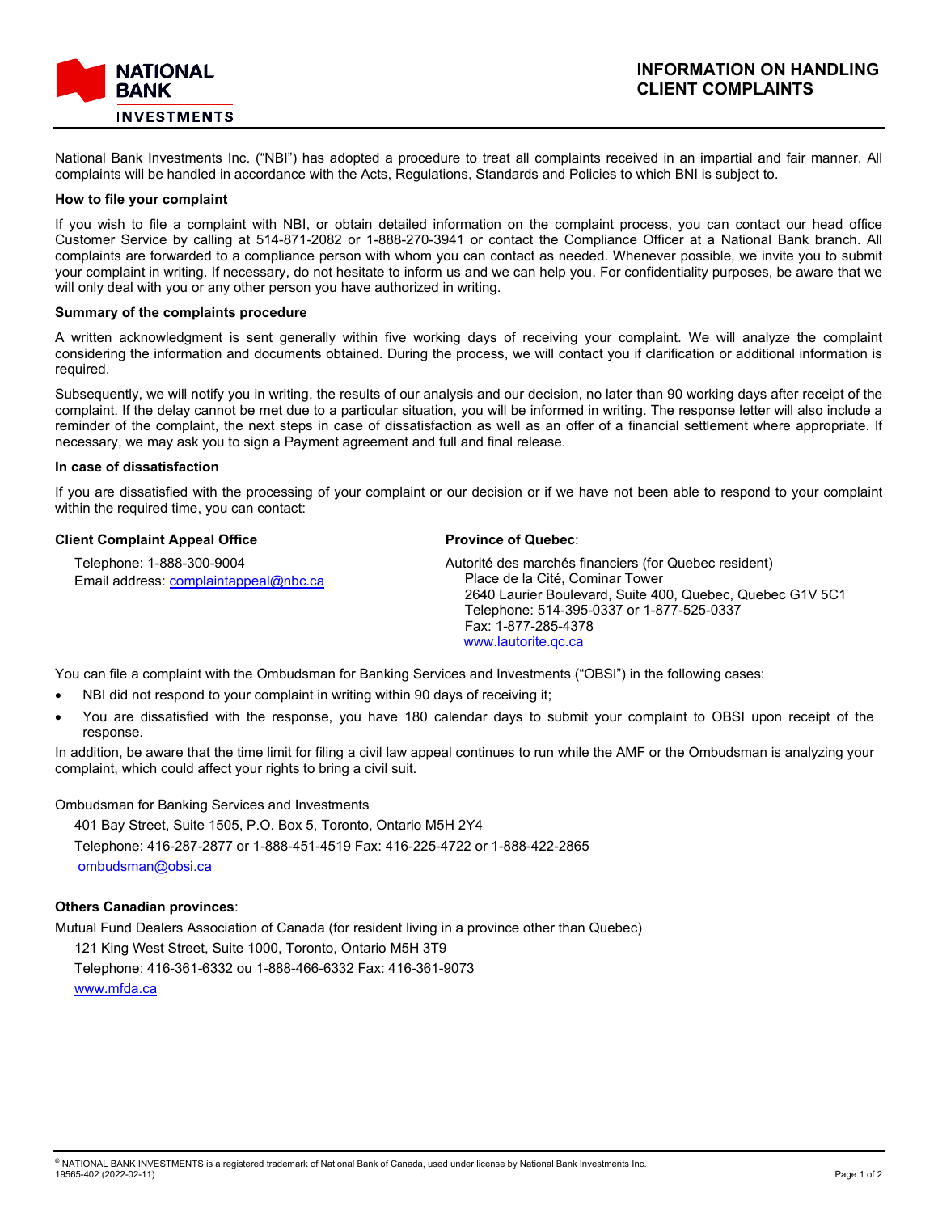NATIONAL BANK INVESTMENTS

# INFORMATION ON HANDLING CLIENT COMPLAINTS

National Bank Investments Inc. ("NBI") has adopted a procedure to treat all complaints received in an impartial and fair manner. All complaints will be handled in accordance with the Acts, Regulations, Standards and Policies to which BNI is subject to.

**How to file your complaint**

If you wish to file a complaint with NBI, or obtain detailed information on the complaint process, you can contact our head office Customer Service by calling at 514-871-2082 or 1-888-270-3941 or contact the Compliance Officer at a National Bank branch. All complaints are forwarded to a compliance person with whom you can contact as needed. Whenever possible, we invite you to submit your complaint in writing. If necessary, do not hesitate to inform us and we can help you. For confidentiality purposes, be aware that we will only deal with you or any other person you have authorized in writing.

**Summary of the complaints procedure**

A written acknowledgment is sent generally within five working days of receiving your complaint. We will analyze the complaint considering the information and documents obtained. During the process, we will contact you if clarification or additional information is required.

Subsequently, we will notify you in writing, the results of our analysis and our decision, no later than 90 working days after receipt of the complaint. If the delay cannot be met due to a particular situation, you will be informed in writing. The response letter will also include a reminder of the complaint, the next steps in case of dissatisfaction as well as an offer of a financial settlement where appropriate. If necessary, we may ask you to sign a Payment agreement and full and final release.

**In case of dissatisfaction**

If you are dissatisfied with the processing of your complaint or our decision or if we have not been able to respond to your complaint within the required time, you can contact:

**Client Complaint Appeal Office**

Telephone: 1-888-300-9004
Email address: complaintappeal@nbc.ca

**Province of Quebec**:

Autorité des marchés financiers (for Quebec resident)
Place de la Cité, Cominar Tower
2640 Laurier Boulevard, Suite 400, Quebec, Quebec G1V 5C1
Telephone: 514-395-0337 or 1-877-525-0337
Fax: 1-877-285-4378
www.lautorite.qc.ca

You can file a complaint with the Ombudsman for Banking Services and Investments ("OBSI") in the following cases:

- NBI did not respond to your complaint in writing within 90 days of receiving it;
- You are dissatisfied with the response, you have 180 calendar days to submit your complaint to OBSI upon receipt of the response.

In addition, be aware that the time limit for filing a civil law appeal continues to run while the AMF or the Ombudsman is analyzing your complaint, which could affect your rights to bring a civil suit.

Ombudsman for Banking Services and Investments
401 Bay Street, Suite 1505, P.O. Box 5, Toronto, Ontario M5H 2Y4
Telephone: 416-287-2877 or 1-888-451-4519 Fax: 416-225-4722 or 1-888-422-2865
ombudsman@obsi.ca

**Others Canadian provinces**:

Mutual Fund Dealers Association of Canada (for resident living in a province other than Quebec)
121 King West Street, Suite 1000, Toronto, Ontario M5H 3T9
Telephone: 416-361-6332 ou 1-888-466-6332 Fax: 416-361-9073
www.mfda.ca

® NATIONAL BANK INVESTMENTS is a registered trademark of National Bank of Canada, used under license by National Bank Investments Inc.
19565-402 (2022-02-11)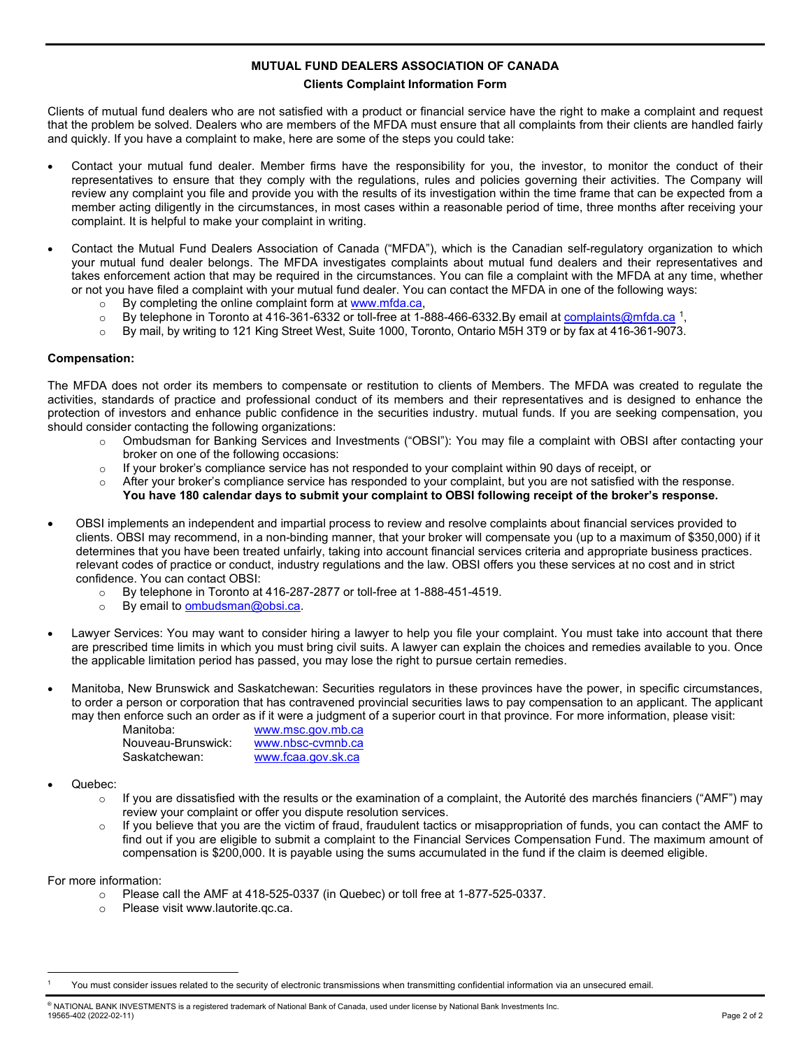**MUTUAL FUND DEALERS ASSOCIATION OF CANADA**

**Clients Complaint Information Form**

Clients of mutual fund dealers who are not satisfied with a product or financial service have the right to make a complaint and request that the problem be solved. Dealers who are members of the MFDA must ensure that all complaints from their clients are handled fairly and quickly. If you have a complaint to make, here are some of the steps you could take:

- Contact your mutual fund dealer. Member firms have the responsibility for you, the investor, to monitor the conduct of their representatives to ensure that they comply with the regulations, rules and policies governing their activities. The Company will review any complaint you file and provide you with the results of its investigation within the time frame that can be expected from a member acting diligently in the circumstances, in most cases within a reasonable period of time, three months after receiving your complaint. It is helpful to make your complaint in writing.

- Contact the Mutual Fund Dealers Association of Canada ("MFDA"), which is the Canadian self-regulatory organization to which your mutual fund dealer belongs. The MFDA investigates complaints about mutual fund dealers and their representatives and takes enforcement action that may be required in the circumstances. You can file a complaint with the MFDA at any time, whether or not you have filed a complaint with your mutual fund dealer. You can contact the MFDA in one of the following ways:
  - By completing the online complaint form at www.mfda.ca,
  - By telephone in Toronto at 416-361-6332 or toll-free at 1-888-466-6332.By email at complaints@mfda.ca [1],
  - By mail, by writing to 121 King Street West, Suite 1000, Toronto, Ontario M5H 3T9 or by fax at 416-361-9073.

**Compensation:**

The MFDA does not order its members to compensate or restitution to clients of Members. The MFDA was created to regulate the activities, standards of practice and professional conduct of its members and their representatives and is designed to enhance the protection of investors and enhance public confidence in the securities industry. mutual funds. If you are seeking compensation, you should consider contacting the following organizations:

  - Ombudsman for Banking Services and Investments ("OBSI"): You may file a complaint with OBSI after contacting your broker on one of the following occasions:
  - If your broker's compliance service has not responded to your complaint within 90 days of receipt, or
  - After your broker's compliance service has responded to your complaint, but you are not satisfied with the response. **You have 180 calendar days to submit your complaint to OBSI following receipt of the broker's response.**

- OBSI implements an independent and impartial process to review and resolve complaints about financial services provided to clients. OBSI may recommend, in a non-binding manner, that your broker will compensate you (up to a maximum of $350,000) if it determines that you have been treated unfairly, taking into account financial services criteria and appropriate business practices. relevant codes of practice or conduct, industry regulations and the law. OBSI offers you these services at no cost and in strict confidence. You can contact OBSI:
  - By telephone in Toronto at 416-287-2877 or toll-free at 1-888-451-4519.
  - By email to ombudsman@obsi.ca.

- Lawyer Services: You may want to consider hiring a lawyer to help you file your complaint. You must take into account that there are prescribed time limits in which you must bring civil suits. A lawyer can explain the choices and remedies available to you. Once the applicable limitation period has passed, you may lose the right to pursue certain remedies.

- Manitoba, New Brunswick and Saskatchewan: Securities regulators in these provinces have the power, in specific circumstances, to order a person or corporation that has contravened provincial securities laws to pay compensation to an applicant. The applicant may then enforce such an order as if it were a judgment of a superior court in that province. For more information, please visit:

| | |
|---|---|
| Manitoba: | www.msc.gov.mb.ca |
| Nouveau-Brunswick: | www.nbsc-cvmnb.ca |
| Saskatchewan: | www.fcaa.gov.sk.ca |

- Quebec:
  - If you are dissatisfied with the results or the examination of a complaint, the Autorité des marchés financiers ("AMF") may review your complaint or offer you dispute resolution services.
  - If you believe that you are the victim of fraud, fraudulent tactics or misappropriation of funds, you can contact the AMF to find out if you are eligible to submit a complaint to the Financial Services Compensation Fund. The maximum amount of compensation is $200,000. It is payable using the sums accumulated in the fund if the claim is deemed eligible.

For more information:

  - Please call the AMF at 418-525-0337 (in Quebec) or toll free at 1-877-525-0337.
  - Please visit www.lautorite.qc.ca.

[1] You must consider issues related to the security of electronic transmissions when transmitting confidential information via an unsecured email.

® NATIONAL BANK INVESTMENTS is a registered trademark of National Bank of Canada, used under license by National Bank Investments Inc.
19565-402 (2022-02-11)